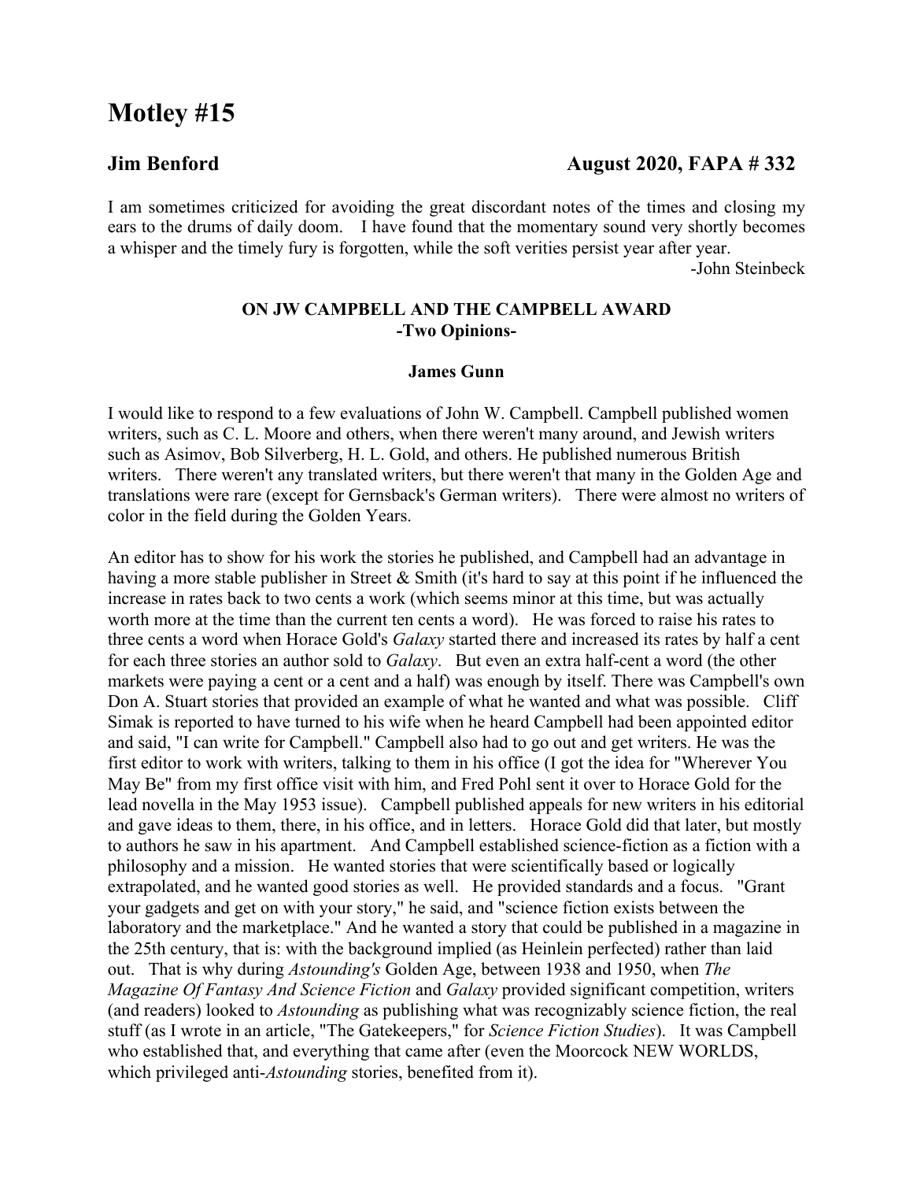# Motley #15

**Jim Benford** **August 2020, FAPA # 332**

I am sometimes criticized for avoiding the great discordant notes of the times and closing my ears to the drums of daily doom. I have found that the momentary sound very shortly becomes a whisper and the timely fury is forgotten, while the soft verities persist year after year.

-John Steinbeck

**ON JW CAMPBELL AND THE CAMPBELL AWARD**
**-Two Opinions-**

**James Gunn**

I would like to respond to a few evaluations of John W. Campbell. Campbell published women writers, such as C. L. Moore and others, when there weren't many around, and Jewish writers such as Asimov, Bob Silverberg, H. L. Gold, and others. He published numerous British writers. There weren't any translated writers, but there weren't that many in the Golden Age and translations were rare (except for Gernsback's German writers). There were almost no writers of color in the field during the Golden Years.

An editor has to show for his work the stories he published, and Campbell had an advantage in having a more stable publisher in Street & Smith (it's hard to say at this point if he influenced the increase in rates back to two cents a work (which seems minor at this time, but was actually worth more at the time than the current ten cents a word). He was forced to raise his rates to three cents a word when Horace Gold's *Galaxy* started there and increased its rates by half a cent for each three stories an author sold to *Galaxy*. But even an extra half-cent a word (the other markets were paying a cent or a cent and a half) was enough by itself. There was Campbell's own Don A. Stuart stories that provided an example of what he wanted and what was possible. Cliff Simak is reported to have turned to his wife when he heard Campbell had been appointed editor and said, "I can write for Campbell." Campbell also had to go out and get writers. He was the first editor to work with writers, talking to them in his office (I got the idea for "Wherever You May Be" from my first office visit with him, and Fred Pohl sent it over to Horace Gold for the lead novella in the May 1953 issue). Campbell published appeals for new writers in his editorial and gave ideas to them, there, in his office, and in letters. Horace Gold did that later, but mostly to authors he saw in his apartment. And Campbell established science-fiction as a fiction with a philosophy and a mission. He wanted stories that were scientifically based or logically extrapolated, and he wanted good stories as well. He provided standards and a focus. "Grant your gadgets and get on with your story," he said, and "science fiction exists between the laboratory and the marketplace." And he wanted a story that could be published in a magazine in the 25th century, that is: with the background implied (as Heinlein perfected) rather than laid out. That is why during *Astounding's* Golden Age, between 1938 and 1950, when *The Magazine Of Fantasy And Science Fiction* and *Galaxy* provided significant competition, writers (and readers) looked to *Astounding* as publishing what was recognizably science fiction, the real stuff (as I wrote in an article, "The Gatekeepers," for *Science Fiction Studies*). It was Campbell who established that, and everything that came after (even the Moorcock NEW WORLDS, which privileged anti-*Astounding* stories, benefited from it).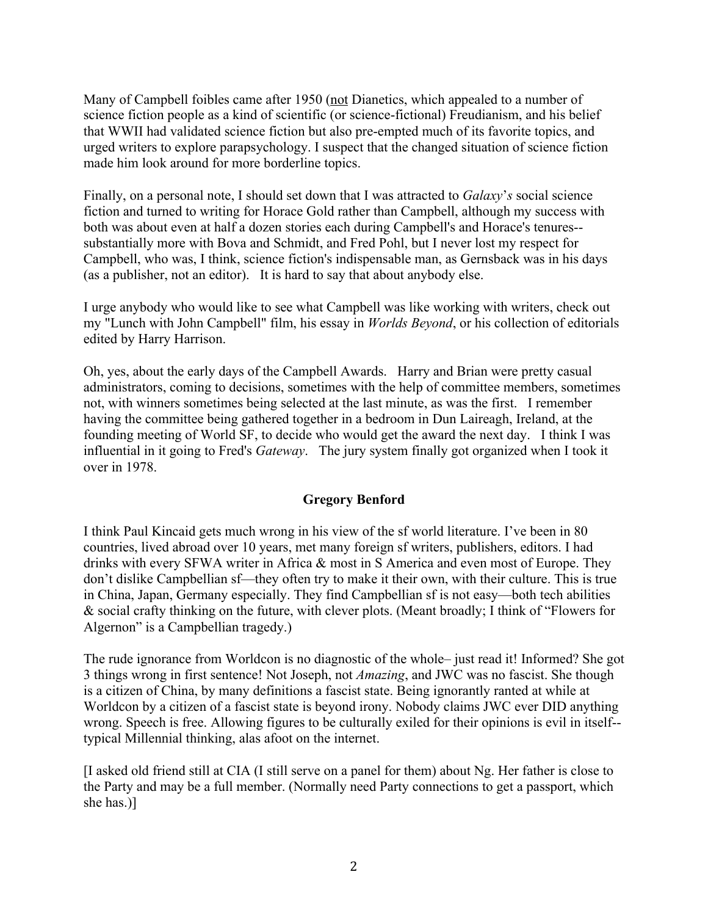Many of Campbell foibles came after 1950 (not Dianetics, which appealed to a number of science fiction people as a kind of scientific (or science-fictional) Freudianism, and his belief that WWII had validated science fiction but also pre-empted much of its favorite topics, and urged writers to explore parapsychology. I suspect that the changed situation of science fiction made him look around for more borderline topics.

Finally, on a personal note, I should set down that I was attracted to *Galaxy*'*s* social science fiction and turned to writing for Horace Gold rather than Campbell, although my success with both was about even at half a dozen stories each during Campbell's and Horace's tenures--substantially more with Bova and Schmidt, and Fred Pohl, but I never lost my respect for Campbell, who was, I think, science fiction's indispensable man, as Gernsback was in his days (as a publisher, not an editor). It is hard to say that about anybody else.

I urge anybody who would like to see what Campbell was like working with writers, check out my "Lunch with John Campbell" film, his essay in *Worlds Beyond*, or his collection of editorials edited by Harry Harrison.

Oh, yes, about the early days of the Campbell Awards. Harry and Brian were pretty casual administrators, coming to decisions, sometimes with the help of committee members, sometimes not, with winners sometimes being selected at the last minute, as was the first. I remember having the committee being gathered together in a bedroom in Dun Laireagh, Ireland, at the founding meeting of World SF, to decide who would get the award the next day. I think I was influential in it going to Fred's *Gateway*. The jury system finally got organized when I took it over in 1978.

### Gregory Benford

I think Paul Kincaid gets much wrong in his view of the sf world literature. I've been in 80 countries, lived abroad over 10 years, met many foreign sf writers, publishers, editors. I had drinks with every SFWA writer in Africa & most in S America and even most of Europe. They don't dislike Campbellian sf—they often try to make it their own, with their culture. This is true in China, Japan, Germany especially. They find Campbellian sf is not easy—both tech abilities & social crafty thinking on the future, with clever plots. (Meant broadly; I think of "Flowers for Algernon" is a Campbellian tragedy.)

The rude ignorance from Worldcon is no diagnostic of the whole– just read it! Informed? She got 3 things wrong in first sentence! Not Joseph, not *Amazing*, and JWC was no fascist. She though is a citizen of China, by many definitions a fascist state. Being ignorantly ranted at while at Worldcon by a citizen of a fascist state is beyond irony. Nobody claims JWC ever DID anything wrong. Speech is free. Allowing figures to be culturally exiled for their opinions is evil in itself--typical Millennial thinking, alas afoot on the internet.

[I asked old friend still at CIA (I still serve on a panel for them) about Ng. Her father is close to the Party and may be a full member. (Normally need Party connections to get a passport, which she has.)]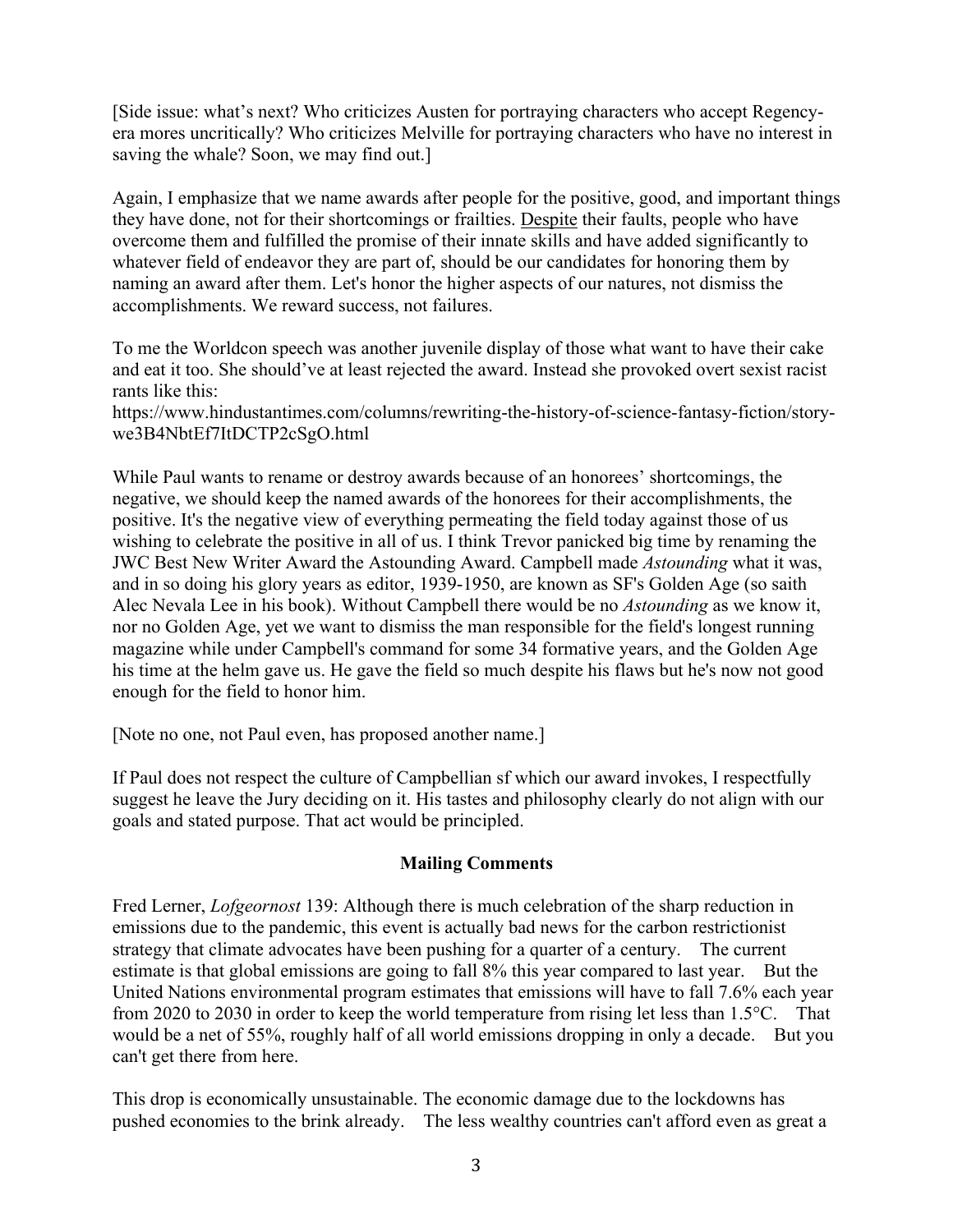[Side issue: what's next? Who criticizes Austen for portraying characters who accept Regency-era mores uncritically? Who criticizes Melville for portraying characters who have no interest in saving the whale? Soon, we may find out.]

Again, I emphasize that we name awards after people for the positive, good, and important things they have done, not for their shortcomings or frailties. <u>Despite</u> their faults, people who have overcome them and fulfilled the promise of their innate skills and have added significantly to whatever field of endeavor they are part of, should be our candidates for honoring them by naming an award after them. Let's honor the higher aspects of our natures, not dismiss the accomplishments. We reward success, not failures.

To me the Worldcon speech was another juvenile display of those what want to have their cake and eat it too. She should've at least rejected the award. Instead she provoked overt sexist racist rants like this:
https://www.hindustantimes.com/columns/rewriting-the-history-of-science-fantasy-fiction/story-we3B4NbtEf7ItDCTP2cSgO.html

While Paul wants to rename or destroy awards because of an honorees' shortcomings, the negative, we should keep the named awards of the honorees for their accomplishments, the positive. It's the negative view of everything permeating the field today against those of us wishing to celebrate the positive in all of us. I think Trevor panicked big time by renaming the JWC Best New Writer Award the Astounding Award. Campbell made *Astounding* what it was, and in so doing his glory years as editor, 1939-1950, are known as SF's Golden Age (so saith Alec Nevala Lee in his book). Without Campbell there would be no *Astounding* as we know it, nor no Golden Age, yet we want to dismiss the man responsible for the field's longest running magazine while under Campbell's command for some 34 formative years, and the Golden Age his time at the helm gave us. He gave the field so much despite his flaws but he's now not good enough for the field to honor him.

[Note no one, not Paul even, has proposed another name.]

If Paul does not respect the culture of Campbellian sf which our award invokes, I respectfully suggest he leave the Jury deciding on it. His tastes and philosophy clearly do not align with our goals and stated purpose. That act would be principled.

**Mailing Comments**

Fred Lerner, *Lofgeornost* 139: Although there is much celebration of the sharp reduction in emissions due to the pandemic, this event is actually bad news for the carbon restrictionist strategy that climate advocates have been pushing for a quarter of a century. The current estimate is that global emissions are going to fall 8% this year compared to last year. But the United Nations environmental program estimates that emissions will have to fall 7.6% each year from 2020 to 2030 in order to keep the world temperature from rising let less than 1.5°C. That would be a net of 55%, roughly half of all world emissions dropping in only a decade. But you can't get there from here.

This drop is economically unsustainable. The economic damage due to the lockdowns has pushed economies to the brink already. The less wealthy countries can't afford even as great a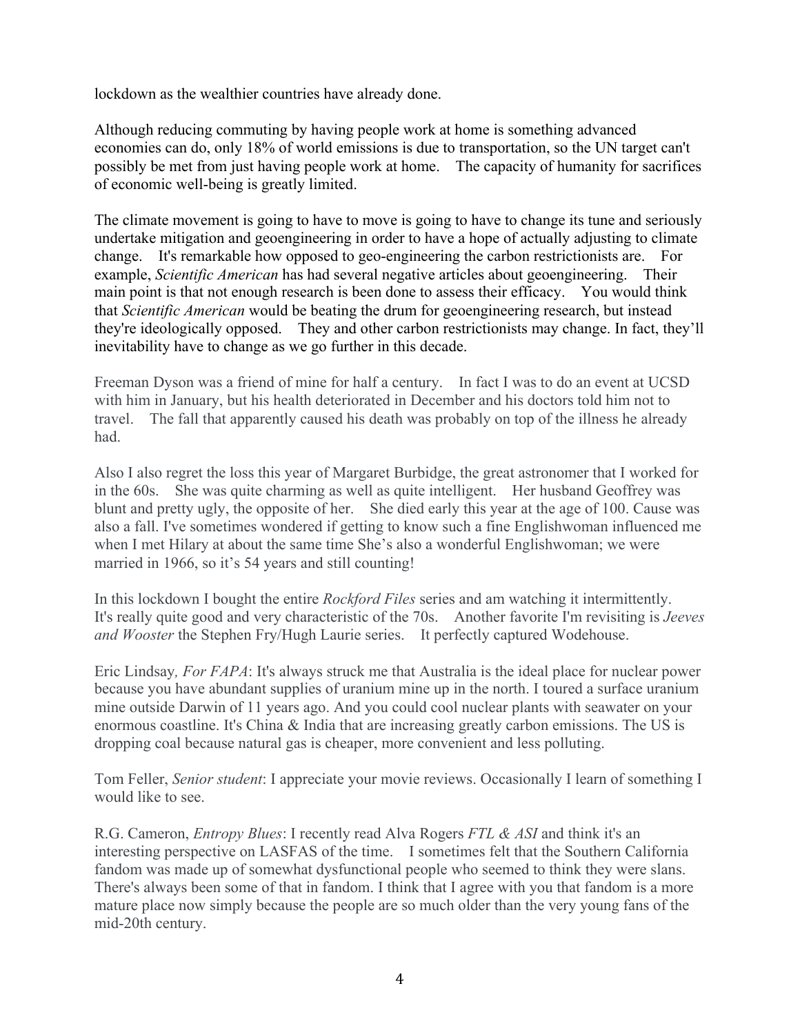lockdown as the wealthier countries have already done.

Although reducing commuting by having people work at home is something advanced economies can do, only 18% of world emissions is due to transportation, so the UN target can't possibly be met from just having people work at home. The capacity of humanity for sacrifices of economic well-being is greatly limited.

The climate movement is going to have to move is going to have to change its tune and seriously undertake mitigation and geoengineering in order to have a hope of actually adjusting to climate change. It's remarkable how opposed to geo-engineering the carbon restrictionists are. For example, *Scientific American* has had several negative articles about geoengineering. Their main point is that not enough research is been done to assess their efficacy. You would think that *Scientific American* would be beating the drum for geoengineering research, but instead they're ideologically opposed. They and other carbon restrictionists may change. In fact, they'll inevitability have to change as we go further in this decade.

Freeman Dyson was a friend of mine for half a century. In fact I was to do an event at UCSD with him in January, but his health deteriorated in December and his doctors told him not to travel. The fall that apparently caused his death was probably on top of the illness he already had.

Also I also regret the loss this year of Margaret Burbidge, the great astronomer that I worked for in the 60s. She was quite charming as well as quite intelligent. Her husband Geoffrey was blunt and pretty ugly, the opposite of her. She died early this year at the age of 100. Cause was also a fall. I've sometimes wondered if getting to know such a fine Englishwoman influenced me when I met Hilary at about the same time She's also a wonderful Englishwoman; we were married in 1966, so it's 54 years and still counting!

In this lockdown I bought the entire *Rockford Files* series and am watching it intermittently. It's really quite good and very characteristic of the 70s. Another favorite I'm revisiting is *Jeeves and Wooster* the Stephen Fry/Hugh Laurie series. It perfectly captured Wodehouse.

Eric Lindsay*, For FAPA*: It's always struck me that Australia is the ideal place for nuclear power because you have abundant supplies of uranium mine up in the north. I toured a surface uranium mine outside Darwin of 11 years ago. And you could cool nuclear plants with seawater on your enormous coastline. It's China & India that are increasing greatly carbon emissions. The US is dropping coal because natural gas is cheaper, more convenient and less polluting.

Tom Feller, *Senior student*: I appreciate your movie reviews. Occasionally I learn of something I would like to see.

R.G. Cameron, *Entropy Blues*: I recently read Alva Rogers *FTL & ASI* and think it's an interesting perspective on LASFAS of the time. I sometimes felt that the Southern California fandom was made up of somewhat dysfunctional people who seemed to think they were slans. There's always been some of that in fandom. I think that I agree with you that fandom is a more mature place now simply because the people are so much older than the very young fans of the mid-20th century.